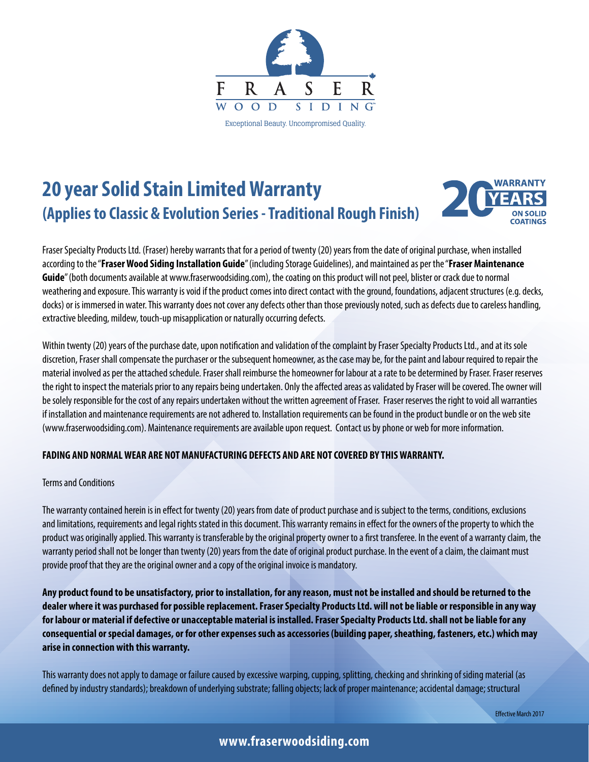FRASER WOOD SIDING

Exceptional Beauty. Uncompromised Quality.

# 20 year Solid Stain Limited Warranty

## (Applies to Classic & Evolution Series - Traditional Rough Finish)

20 WARRANTY YEARS ON SOLID COATINGS

Fraser Specialty Products Ltd. (Fraser) hereby warrants that for a period of twenty (20) years from the date of original purchase, when installed according to the "**Fraser Wood Siding Installation Guide**" (including Storage Guidelines), and maintained as per the "**Fraser Maintenance Guide**" (both documents available at www.fraserwoodsiding.com), the coating on this product will not peel, blister or crack due to normal weathering and exposure. This warranty is void if the product comes into direct contact with the ground, foundations, adjacent structures (e.g. decks, docks) or is immersed in water. This warranty does not cover any defects other than those previously noted, such as defects due to careless handling, extractive bleeding, mildew, touch-up misapplication or naturally occurring defects.

Within twenty (20) years of the purchase date, upon notification and validation of the complaint by Fraser Specialty Products Ltd., and at its sole discretion, Fraser shall compensate the purchaser or the subsequent homeowner, as the case may be, for the paint and labour required to repair the material involved as per the attached schedule. Fraser shall reimburse the homeowner for labour at a rate to be determined by Fraser. Fraser reserves the right to inspect the materials prior to any repairs being undertaken. Only the affected areas as validated by Fraser will be covered. The owner will be solely responsible for the cost of any repairs undertaken without the written agreement of Fraser. Fraser reserves the right to void all warranties if installation and maintenance requirements are not adhered to. Installation requirements can be found in the product bundle or on the web site (www.fraserwoodsiding.com). Maintenance requirements are available upon request. Contact us by phone or web for more information.

**FADING AND NORMAL WEAR ARE NOT MANUFACTURING DEFECTS AND ARE NOT COVERED BY THIS WARRANTY.**

Terms and Conditions

The warranty contained herein is in effect for twenty (20) years from date of product purchase and is subject to the terms, conditions, exclusions and limitations, requirements and legal rights stated in this document. This warranty remains in effect for the owners of the property to which the product was originally applied. This warranty is transferable by the original property owner to a first transferee. In the event of a warranty claim, the warranty period shall not be longer than twenty (20) years from the date of original product purchase. In the event of a claim, the claimant must provide proof that they are the original owner and a copy of the original invoice is mandatory.

**Any product found to be unsatisfactory, prior to installation, for any reason, must not be installed and should be returned to the dealer where it was purchased for possible replacement. Fraser Specialty Products Ltd. will not be liable or responsible in any way for labour or material if defective or unacceptable material is installed. Fraser Specialty Products Ltd. shall not be liable for any consequential or special damages, or for other expenses such as accessories (building paper, sheathing, fasteners, etc.) which may arise in connection with this warranty.**

This warranty does not apply to damage or failure caused by excessive warping, cupping, splitting, checking and shrinking of siding material (as defined by industry standards); breakdown of underlying substrate; falling objects; lack of proper maintenance; accidental damage; structural

Effective March 2017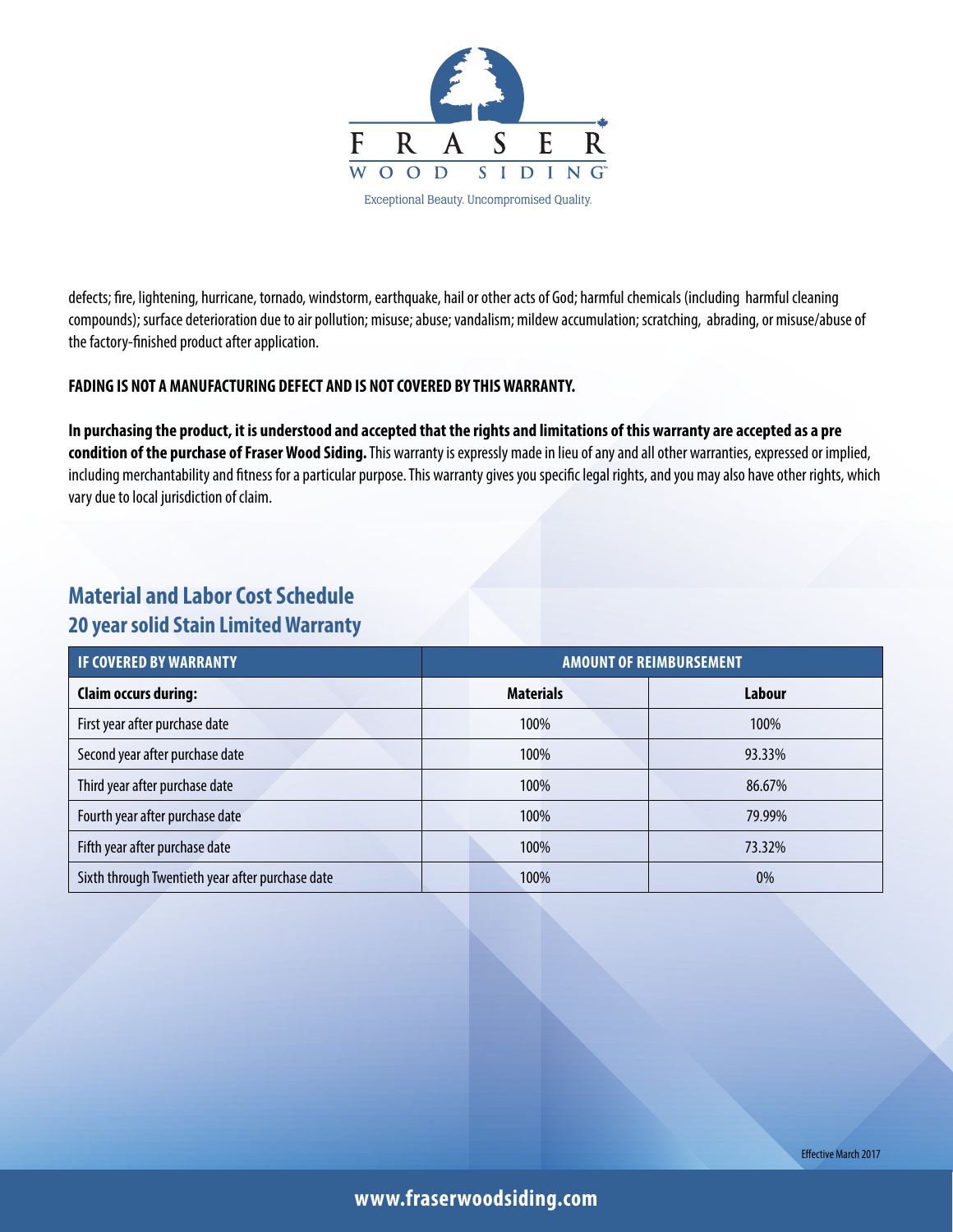defects; fire, lightening, hurricane, tornado, windstorm, earthquake, hail or other acts of God; harmful chemicals (including harmful cleaning compounds); surface deterioration due to air pollution; misuse; abuse; vandalism; mildew accumulation; scratching, abrading, or misuse/abuse of the factory-finished product after application.

**FADING IS NOT A MANUFACTURING DEFECT AND IS NOT COVERED BY THIS WARRANTY.**

**In purchasing the product, it is understood and accepted that the rights and limitations of this warranty are accepted as a pre condition of the purchase of Fraser Wood Siding.** This warranty is expressly made in lieu of any and all other warranties, expressed or implied, including merchantability and fitness for a particular purpose. This warranty gives you specific legal rights, and you may also have other rights, which vary due to local jurisdiction of claim.

## Material and Labor Cost Schedule
### 20 year solid Stain Limited Warranty

| IF COVERED BY WARRANTY | AMOUNT OF REIMBURSEMENT | |
|---|---|---|
| **Claim occurs during:** | **Materials** | **Labour** |
| First year after purchase date | 100% | 100% |
| Second year after purchase date | 100% | 93.33% |
| Third year after purchase date | 100% | 86.67% |
| Fourth year after purchase date | 100% | 79.99% |
| Fifth year after purchase date | 100% | 73.32% |
| Sixth through Twentieth year after purchase date | 100% | 0% |

Effective March 2017